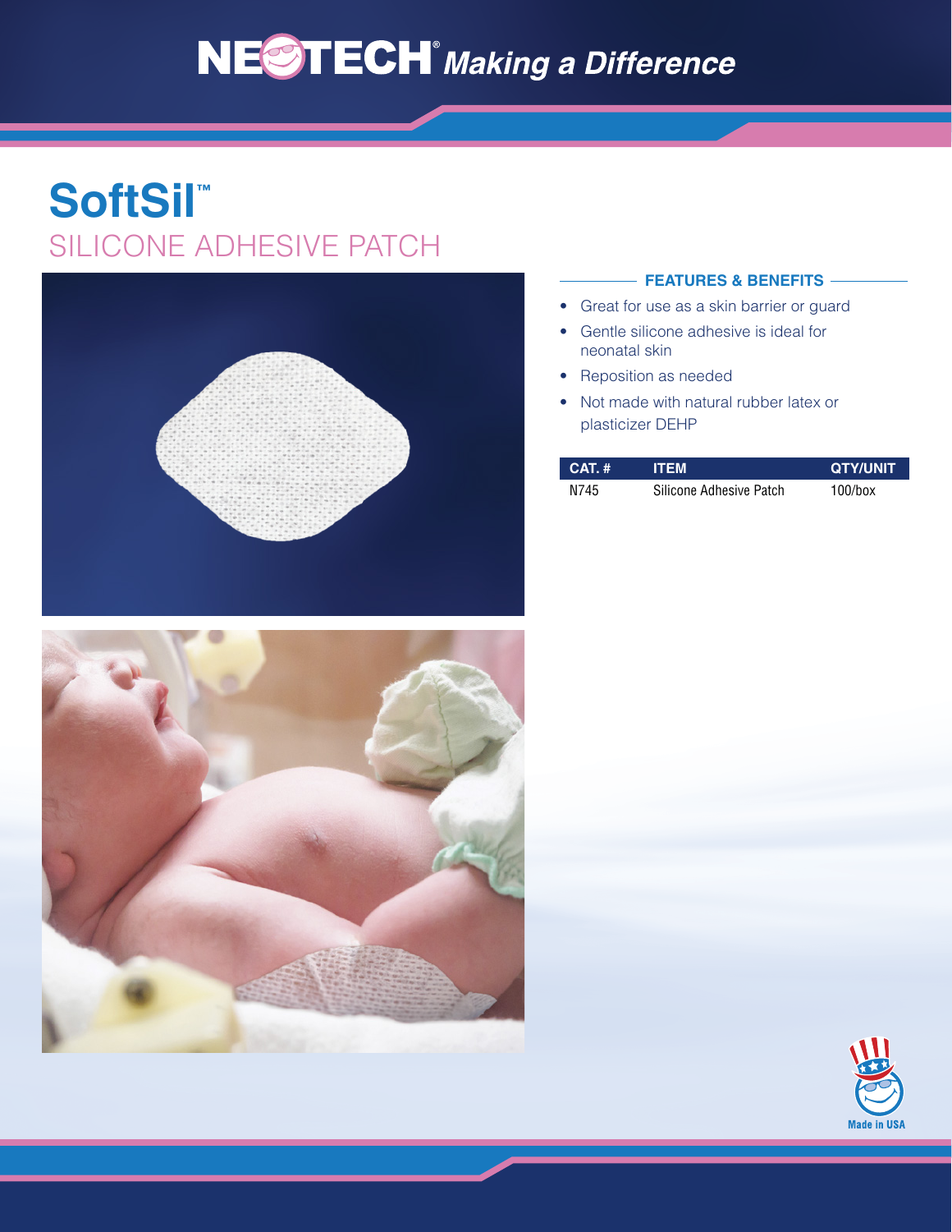NEOTECH® *Making a Difference*

# SoftSil™

## SILICONE ADHESIVE PATCH

### FEATURES & BENEFITS

- Great for use as a skin barrier or guard
- Gentle silicone adhesive is ideal for neonatal skin
- Reposition as needed
- Not made with natural rubber latex or plasticizer DEHP

| CAT. # | ITEM | QTY/UNIT |
| --- | --- | --- |
| N745 | Silicone Adhesive Patch | 100/box |

Made in USA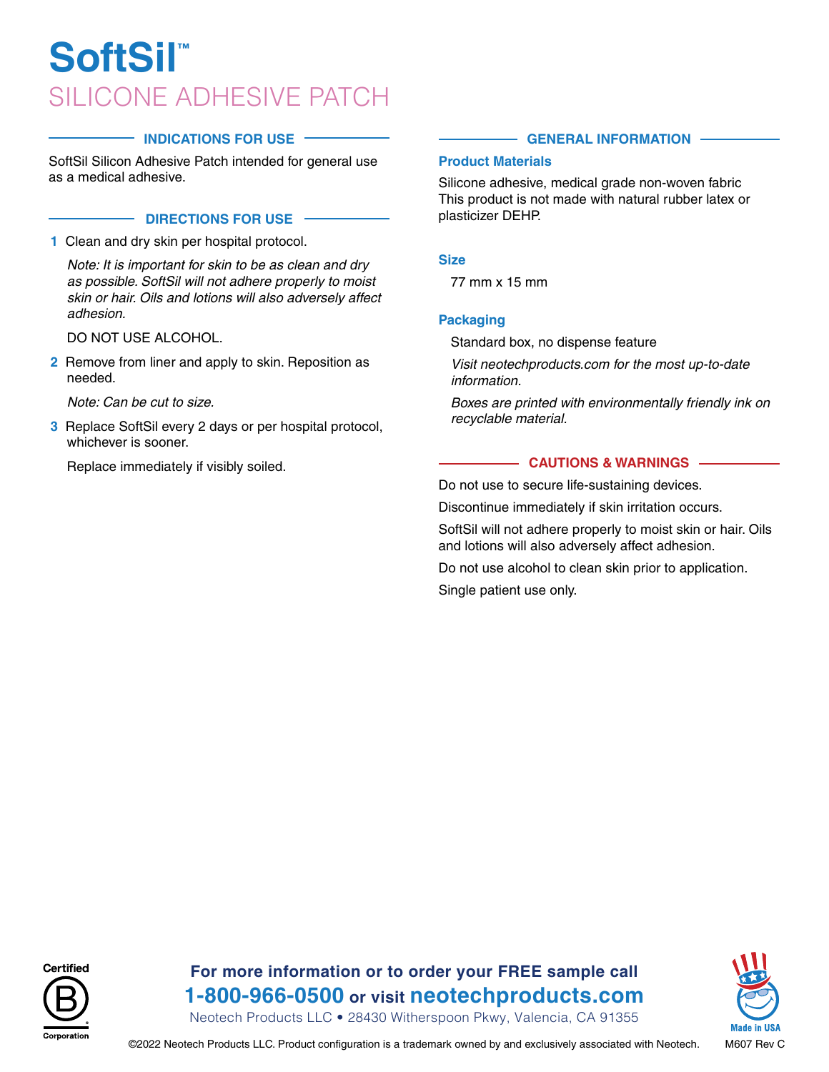# SoftSil™

## SILICONE ADHESIVE PATCH

### INDICATIONS FOR USE

SoftSil Silicon Adhesive Patch intended for general use as a medical adhesive.

### DIRECTIONS FOR USE

1. Clean and dry skin per hospital protocol.

   *Note: It is important for skin to be as clean and dry as possible. SoftSil will not adhere properly to moist skin or hair. Oils and lotions will also adversely affect adhesion.*

   DO NOT USE ALCOHOL.

2. Remove from liner and apply to skin. Reposition as needed.

   *Note: Can be cut to size.*

3. Replace SoftSil every 2 days or per hospital protocol, whichever is sooner.

   Replace immediately if visibly soiled.

### GENERAL INFORMATION

**Product Materials**

Silicone adhesive, medical grade non-woven fabric
This product is not made with natural rubber latex or plasticizer DEHP.

**Size**

77 mm x 15 mm

**Packaging**

Standard box, no dispense feature

*Visit neotechproducts.com for the most up-to-date information.*

*Boxes are printed with environmentally friendly ink on recyclable material.*

### CAUTIONS & WARNINGS

Do not use to secure life-sustaining devices.

Discontinue immediately if skin irritation occurs.

SoftSil will not adhere properly to moist skin or hair. Oils and lotions will also adversely affect adhesion.

Do not use alcohol to clean skin prior to application.

Single patient use only.

---

Certified B Corporation

**For more information or to order your FREE sample call**
**1-800-966-0500 or visit neotechproducts.com**
Neotech Products LLC • 28430 Witherspoon Pkwy, Valencia, CA 91355

Made in USA

©2022 Neotech Products LLC. Product configuration is a trademark owned by and exclusively associated with Neotech. M607 Rev C